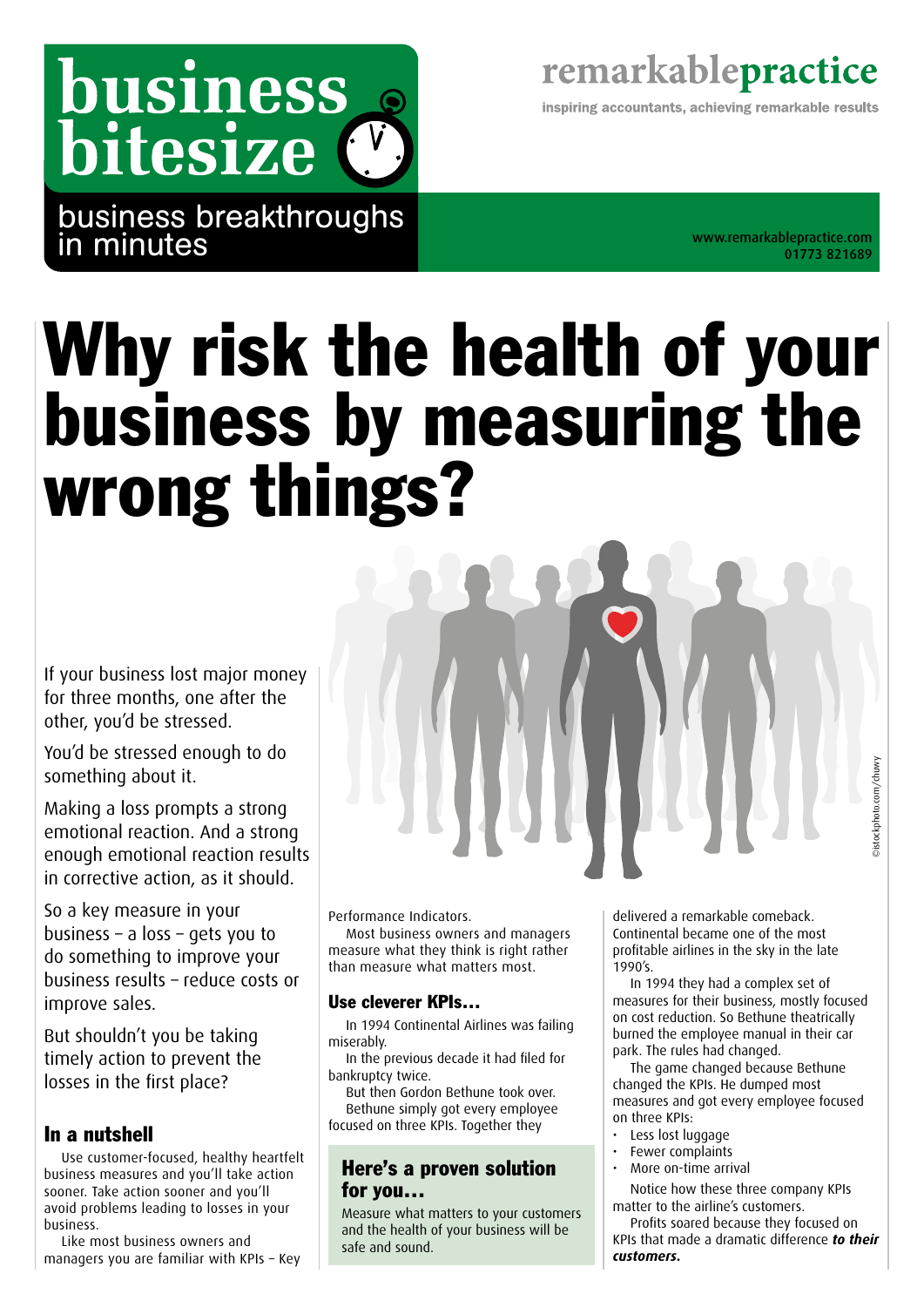# business bitesize

business breakthroughs in minutes

**remarkablepractice**

inspiring accountants, achieving remarkable results

www.remarkablepractice.com
01773 821689

# Why risk the health of your business by measuring the wrong things?

If your business lost major money for three months, one after the other, you'd be stressed.

You'd be stressed enough to do something about it.

Making a loss prompts a strong emotional reaction. And a strong enough emotional reaction results in corrective action, as it should.

So a key measure in your business – a loss – gets you to do something to improve your business results – reduce costs or improve sales.

But shouldn't you be taking timely action to prevent the losses in the first place?

## In a nutshell

Use customer-focused, healthy heartfelt business measures and you'll take action sooner. Take action sooner and you'll avoid problems leading to losses in your business.

Like most business owners and managers you are familiar with KPIs – Key Performance Indicators.

Most business owners and managers measure what they think is right rather than measure what matters most.

## Use cleverer KPIs...

In 1994 Continental Airlines was failing miserably.

In the previous decade it had filed for bankruptcy twice.

But then Gordon Bethune took over.

Bethune simply got every employee focused on three KPIs. Together they delivered a remarkable comeback. Continental became one of the most profitable airlines in the sky in the late 1990's.

In 1994 they had a complex set of measures for their business, mostly focused on cost reduction. So Bethune theatrically burned the employee manual in their car park. The rules had changed.

The game changed because Bethune changed the KPIs. He dumped most measures and got every employee focused on three KPIs:

- Less lost luggage
- Fewer complaints
- More on-time arrival

Notice how these three company KPIs matter to the airline's customers.

Profits soared because they focused on KPIs that made a dramatic difference ***to their customers.***

## Here's a proven solution for you...

Measure what matters to your customers and the health of your business will be safe and sound.

©istockphoto.com/chuwy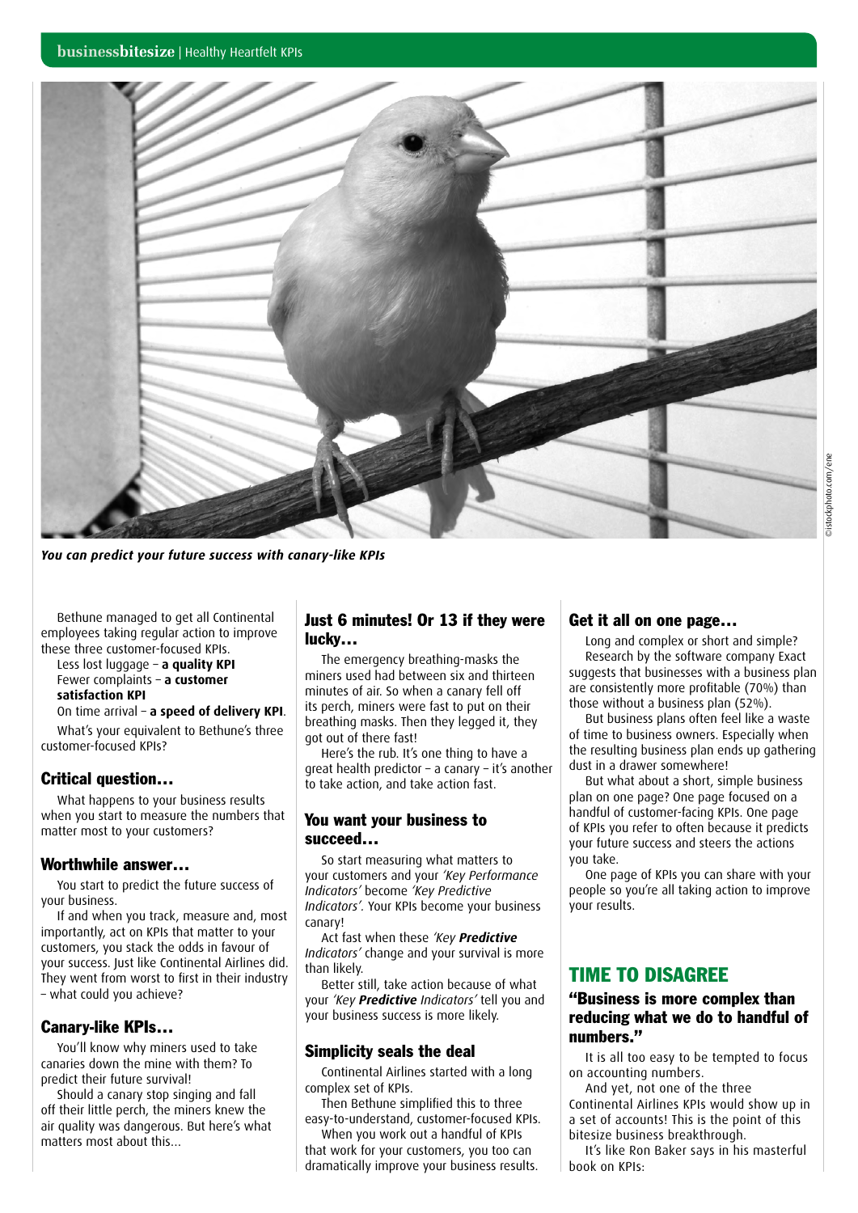*You can predict your future success with canary-like KPIs*

Bethune managed to get all Continental employees taking regular action to improve these three customer-focused KPIs.

Less lost luggage – **a quality KPI**
Fewer complaints – **a customer satisfaction KPI**
On time arrival – **a speed of delivery KPI**.

What's your equivalent to Bethune's three customer-focused KPIs?

### Critical question…

What happens to your business results when you start to measure the numbers that matter most to your customers?

### Worthwhile answer…

You start to predict the future success of your business.

If and when you track, measure and, most importantly, act on KPIs that matter to your customers, you stack the odds in favour of your success. Just like Continental Airlines did. They went from worst to first in their industry – what could you achieve?

### Canary-like KPIs…

You'll know why miners used to take canaries down the mine with them? To predict their future survival!

Should a canary stop singing and fall off their little perch, the miners knew the air quality was dangerous. But here's what matters most about this…

### Just 6 minutes! Or 13 if they were lucky…

The emergency breathing-masks the miners used had between six and thirteen minutes of air. So when a canary fell off its perch, miners were fast to put on their breathing masks. Then they legged it, they got out of there fast!

Here's the rub. It's one thing to have a great health predictor – a canary – it's another to take action, and take action fast.

### You want your business to succeed…

So start measuring what matters to your customers and your *'Key Performance Indicators'* become *'Key Predictive Indicators'*. Your KPIs become your business canary!

Act fast when these *'Key **Predictive** Indicators'* change and your survival is more than likely.

Better still, take action because of what your *'Key **Predictive** Indicators'* tell you and your business success is more likely.

### Simplicity seals the deal

Continental Airlines started with a long complex set of KPIs.

Then Bethune simplified this to three easy-to-understand, customer-focused KPIs.

When you work out a handful of KPIs that work for your customers, you too can dramatically improve your business results.

### Get it all on one page…

Long and complex or short and simple?

Research by the software company Exact suggests that businesses with a business plan are consistently more profitable (70%) than those without a business plan (52%).

But business plans often feel like a waste of time to business owners. Especially when the resulting business plan ends up gathering dust in a drawer somewhere!

But what about a short, simple business plan on one page? One page focused on a handful of customer-facing KPIs. One page of KPIs you refer to often because it predicts your future success and steers the actions you take.

One page of KPIs you can share with your people so you're all taking action to improve your results.

## TIME TO DISAGREE

### "Business is more complex than reducing what we do to handful of numbers."

It is all too easy to be tempted to focus on accounting numbers.

And yet, not one of the three Continental Airlines KPIs would show up in a set of accounts! This is the point of this bitesize business breakthrough.

It's like Ron Baker says in his masterful book on KPIs: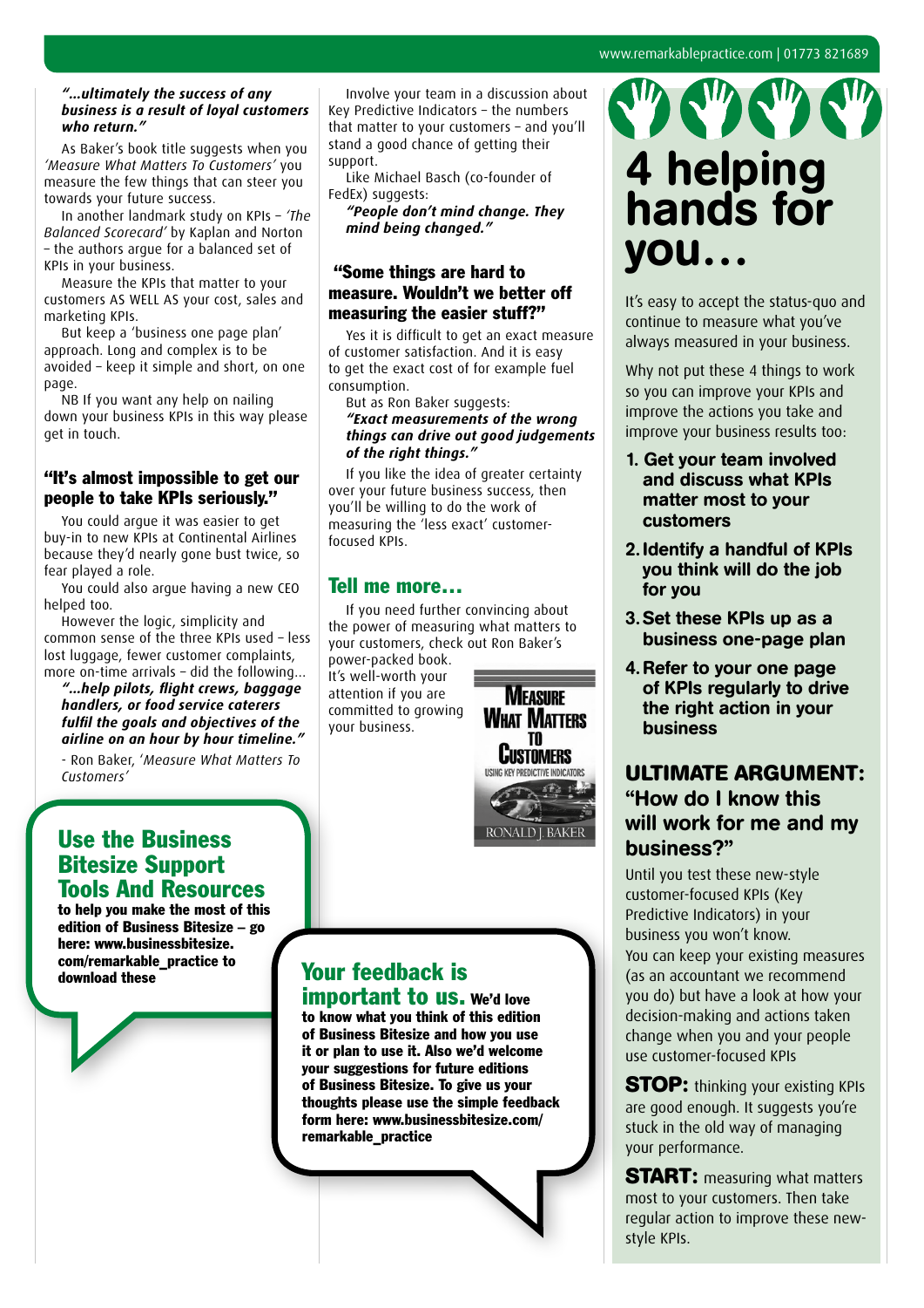*"...ultimately the success of any business is a result of loyal customers who return."*

As Baker's book title suggests when you *'Measure What Matters To Customers'* you measure the few things that can steer you towards your future success.

In another landmark study on KPIs – *'The Balanced Scorecard'* by Kaplan and Norton – the authors argue for a balanced set of KPIs in your business.

Measure the KPIs that matter to your customers AS WELL AS your cost, sales and marketing KPIs.

But keep a 'business one page plan' approach. Long and complex is to be avoided – keep it simple and short, on one page.

NB If you want any help on nailing down your business KPIs in this way please get in touch.

### "It's almost impossible to get our people to take KPIs seriously."

You could argue it was easier to get buy-in to new KPIs at Continental Airlines because they'd nearly gone bust twice, so fear played a role.

You could also argue having a new CEO helped too.

However the logic, simplicity and common sense of the three KPIs used – less lost luggage, fewer customer complaints, more on-time arrivals – did the following...

*"...help pilots, flight crews, baggage handlers, or food service caterers fulfil the goals and objectives of the airline on an hour by hour timeline."*

- Ron Baker, *'Measure What Matters To Customers'*

Involve your team in a discussion about Key Predictive Indicators – the numbers that matter to your customers – and you'll stand a good chance of getting their support.

Like Michael Basch (co-founder of FedEx) suggests:

*"People don't mind change. They mind being changed."*

### "Some things are hard to measure. Wouldn't we better off measuring the easier stuff?"

Yes it is difficult to get an exact measure of customer satisfaction. And it is easy to get the exact cost of for example fuel consumption.

But as Ron Baker suggests:

*"Exact measurements of the wrong things can drive out good judgements of the right things."*

If you like the idea of greater certainty over your future business success, then you'll be willing to do the work of measuring the 'less exact' customer-focused KPIs.

## Tell me more...

If you need further convincing about the power of measuring what matters to your customers, check out Ron Baker's power-packed book. It's well-worth your attention if you are committed to growing your business.

MEASURE WHAT MATTERS TO CUSTOMERS
USING KEY PREDICTIVE INDICATORS
RONALD J. BAKER

## Use the Business Bitesize Support Tools And Resources

**to help you make the most of this edition of Business Bitesize – go here: www.businessbitesize.com/remarkable_practice to download these**

## Your feedback is important to us.

**We'd love to know what you think of this edition of Business Bitesize and how you use it or plan to use it. Also we'd welcome your suggestions for future editions of Business Bitesize. To give us your thoughts please use the simple feedback form here: www.businessbitesize.com/remarkable_practice**

# 4 helping hands for you...

It's easy to accept the status-quo and continue to measure what you've always measured in your business.

Why not put these 4 things to work so you can improve your KPIs and improve the actions you take and improve your business results too:

1. **Get your team involved and discuss what KPIs matter most to your customers**
2. **Identify a handful of KPIs you think will do the job for you**
3. **Set these KPIs up as a business one-page plan**
4. **Refer to your one page of KPIs regularly to drive the right action in your business**

## ULTIMATE ARGUMENT: "How do I know this will work for me and my business?"

Until you test these new-style customer-focused KPIs (Key Predictive Indicators) in your business you won't know.

You can keep your existing measures (as an accountant we recommend you do) but have a look at how your decision-making and actions taken change when you and your people use customer-focused KPIs

**STOP:** thinking your existing KPIs are good enough. It suggests you're stuck in the old way of managing your performance.

**START:** measuring what matters most to your customers. Then take regular action to improve these new-style KPIs.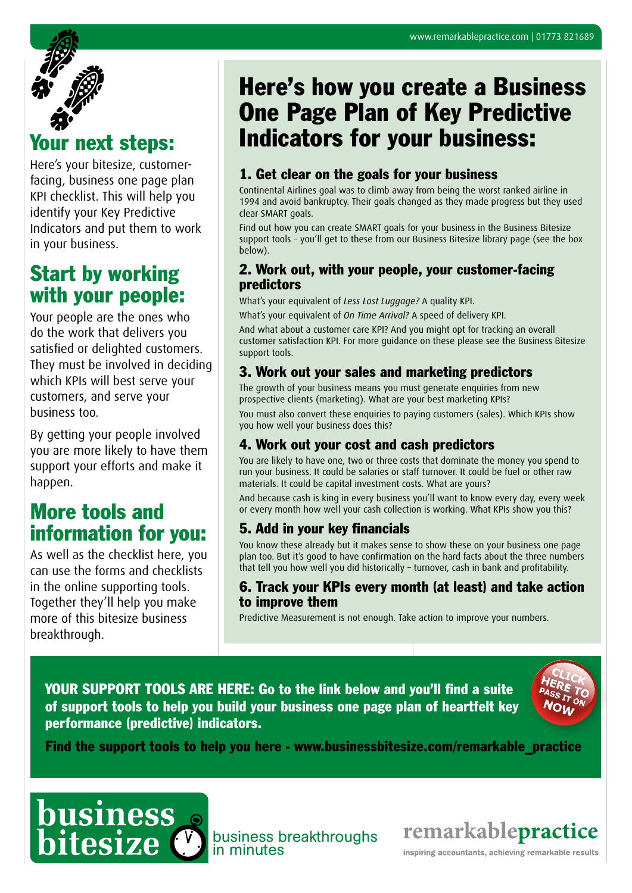## Your next steps:

Here's your bitesize, customer-facing, business one page plan KPI checklist. This will help you identify your Key Predictive Indicators and put them to work in your business.

## Start by working with your people:

Your people are the ones who do the work that delivers you satisfied or delighted customers. They must be involved in deciding which KPIs will best serve your customers, and serve your business too.

By getting your people involved you are more likely to have them support your efforts and make it happen.

## More tools and information for you:

As well as the checklist here, you can use the forms and checklists in the online supporting tools. Together they'll help you make more of this bitesize business breakthrough.

# Here's how you create a Business One Page Plan of Key Predictive Indicators for your business:

### 1. Get clear on the goals for your business

Continental Airlines goal was to climb away from being the worst ranked airline in 1994 and avoid bankruptcy. Their goals changed as they made progress but they used clear SMART goals.

Find out how you can create SMART goals for your business in the Business Bitesize support tools – you'll get to these from our Business Bitesize library page (see the box below).

### 2. Work out, with your people, your customer-facing predictors

What's your equivalent of *Less Lost Luggage?* A quality KPI.

What's your equivalent of *On Time Arrival?* A speed of delivery KPI.

And what about a customer care KPI? And you might opt for tracking an overall customer satisfaction KPI. For more guidance on these please see the Business Bitesize support tools.

### 3. Work out your sales and marketing predictors

The growth of your business means you must generate enquiries from new prospective clients (marketing). What are your best marketing KPIs?

You must also convert these enquiries to paying customers (sales). Which KPIs show you how well your business does this?

### 4. Work out your cost and cash predictors

You are likely to have one, two or three costs that dominate the money you spend to run your business. It could be salaries or staff turnover. It could be fuel or other raw materials. It could be capital investment costs. What are yours?

And because cash is king in every business you'll want to know every day, every week or every month how well your cash collection is working. What KPIs show you this?

### 5. Add in your key financials

You know these already but it makes sense to show these on your business one page plan too. But it's good to have confirmation on the hard facts about the three numbers that tell you how well you did historically – turnover, cash in bank and profitability.

### 6. Track your KPIs every month (at least) and take action to improve them

Predictive Measurement is not enough. Take action to improve your numbers.

**YOUR SUPPORT TOOLS ARE HERE: Go to the link below and you'll find a suite of support tools to help you build your business one page plan of heartfelt key performance (predictive) indicators.**

CLICK HERE TO PASS IT ON NOW

**Find the support tools to help you here - www.businessbitesize.com/remarkable_practice**

business bitesize — business breakthroughs in minutes

remarkablepractice — inspiring accountants, achieving remarkable results